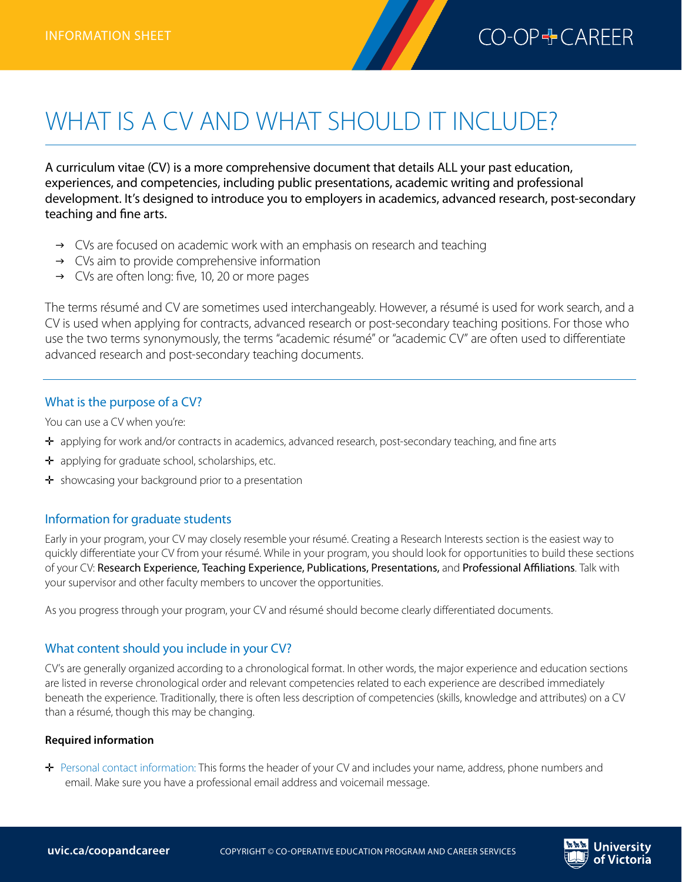INFORMATION SHEET

# WHAT IS A CV AND WHAT SHOULD IT INCLUDE?

A curriculum vitae (CV) is a more comprehensive document that details ALL your past education, experiences, and competencies, including public presentations, academic writing and professional development. It's designed to introduce you to employers in academics, advanced research, post-secondary teaching and fine arts.

- CVs are focused on academic work with an emphasis on research and teaching
- CVs aim to provide comprehensive information
- CVs are often long: five, 10, 20 or more pages

The terms résumé and CV are sometimes used interchangeably. However, a résumé is used for work search, and a CV is used when applying for contracts, advanced research or post-secondary teaching positions. For those who use the two terms synonymously, the terms "academic résumé" or "academic CV" are often used to differentiate advanced research and post-secondary teaching documents.

## What is the purpose of a CV?

You can use a CV when you're:

- applying for work and/or contracts in academics, advanced research, post-secondary teaching, and fine arts
- applying for graduate school, scholarships, etc.
- showcasing your background prior to a presentation

## Information for graduate students

Early in your program, your CV may closely resemble your résumé. Creating a Research Interests section is the easiest way to quickly differentiate your CV from your résumé. While in your program, you should look for opportunities to build these sections of your CV: **Research Experience, Teaching Experience, Publications, Presentations,** and **Professional Affiliations**. Talk with your supervisor and other faculty members to uncover the opportunities.

As you progress through your program, your CV and résumé should become clearly differentiated documents.

## What content should you include in your CV?

CV's are generally organized according to a chronological format. In other words, the major experience and education sections are listed in reverse chronological order and relevant competencies related to each experience are described immediately beneath the experience. Traditionally, there is often less description of competencies (skills, knowledge and attributes) on a CV than a résumé, though this may be changing.

**Required information**

- Personal contact information: This forms the header of your CV and includes your name, address, phone numbers and email. Make sure you have a professional email address and voicemail message.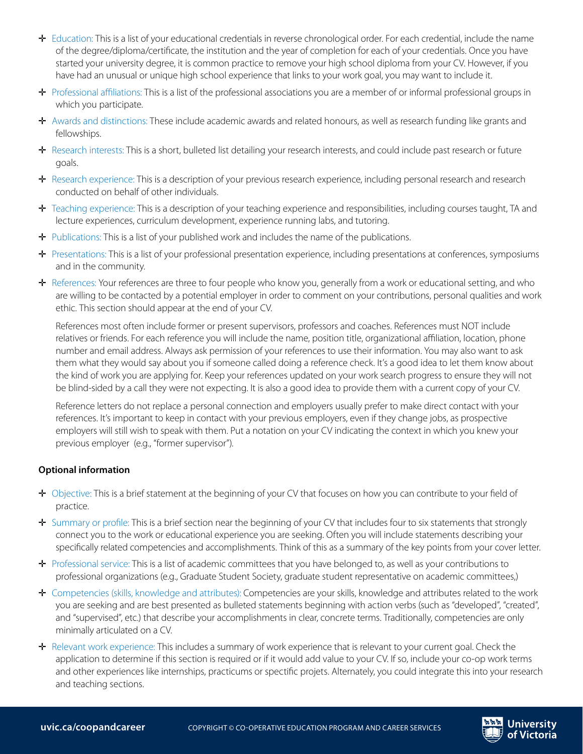- Education: This is a list of your educational credentials in reverse chronological order. For each credential, include the name of the degree/diploma/certificate, the institution and the year of completion for each of your credentials. Once you have started your university degree, it is common practice to remove your high school diploma from your CV. However, if you have had an unusual or unique high school experience that links to your work goal, you may want to include it.
- Professional affiliations: This is a list of the professional associations you are a member of or informal professional groups in which you participate.
- Awards and distinctions: These include academic awards and related honours, as well as research funding like grants and fellowships.
- Research interests: This is a short, bulleted list detailing your research interests, and could include past research or future goals.
- Research experience: This is a description of your previous research experience, including personal research and research conducted on behalf of other individuals.
- Teaching experience: This is a description of your teaching experience and responsibilities, including courses taught, TA and lecture experiences, curriculum development, experience running labs, and tutoring.
- Publications: This is a list of your published work and includes the name of the publications.
- Presentations: This is a list of your professional presentation experience, including presentations at conferences, symposiums and in the community.
- References: Your references are three to four people who know you, generally from a work or educational setting, and who are willing to be contacted by a potential employer in order to comment on your contributions, personal qualities and work ethic. This section should appear at the end of your CV.

  References most often include former or present supervisors, professors and coaches. References must NOT include relatives or friends. For each reference you will include the name, position title, organizational affiliation, location, phone number and email address. Always ask permission of your references to use their information. You may also want to ask them what they would say about you if someone called doing a reference check. It's a good idea to let them know about the kind of work you are applying for. Keep your references updated on your work search progress to ensure they will not be blind-sided by a call they were not expecting. It is also a good idea to provide them with a current copy of your CV.

  Reference letters do not replace a personal connection and employers usually prefer to make direct contact with your references. It's important to keep in contact with your previous employers, even if they change jobs, as prospective employers will still wish to speak with them. Put a notation on your CV indicating the context in which you knew your previous employer (e.g., "former supervisor").

**Optional information**

- Objective: This is a brief statement at the beginning of your CV that focuses on how you can contribute to your field of practice.
- Summary or profile: This is a brief section near the beginning of your CV that includes four to six statements that strongly connect you to the work or educational experience you are seeking. Often you will include statements describing your specifically related competencies and accomplishments. Think of this as a summary of the key points from your cover letter.
- Professional service: This is a list of academic committees that you have belonged to, as well as your contributions to professional organizations (e.g., Graduate Student Society, graduate student representative on academic committees,)
- Competencies (skills, knowledge and attributes): Competencies are your skills, knowledge and attributes related to the work you are seeking and are best presented as bulleted statements beginning with action verbs (such as "developed", "created", and "supervised", etc.) that describe your accomplishments in clear, concrete terms. Traditionally, competencies are only minimally articulated on a CV.
- Relevant work experience: This includes a summary of work experience that is relevant to your current goal. Check the application to determine if this section is required or if it would add value to your CV. If so, include your co-op work terms and other experiences like internships, practicums or spectific projets. Alternately, you could integrate this into your research and teaching sections.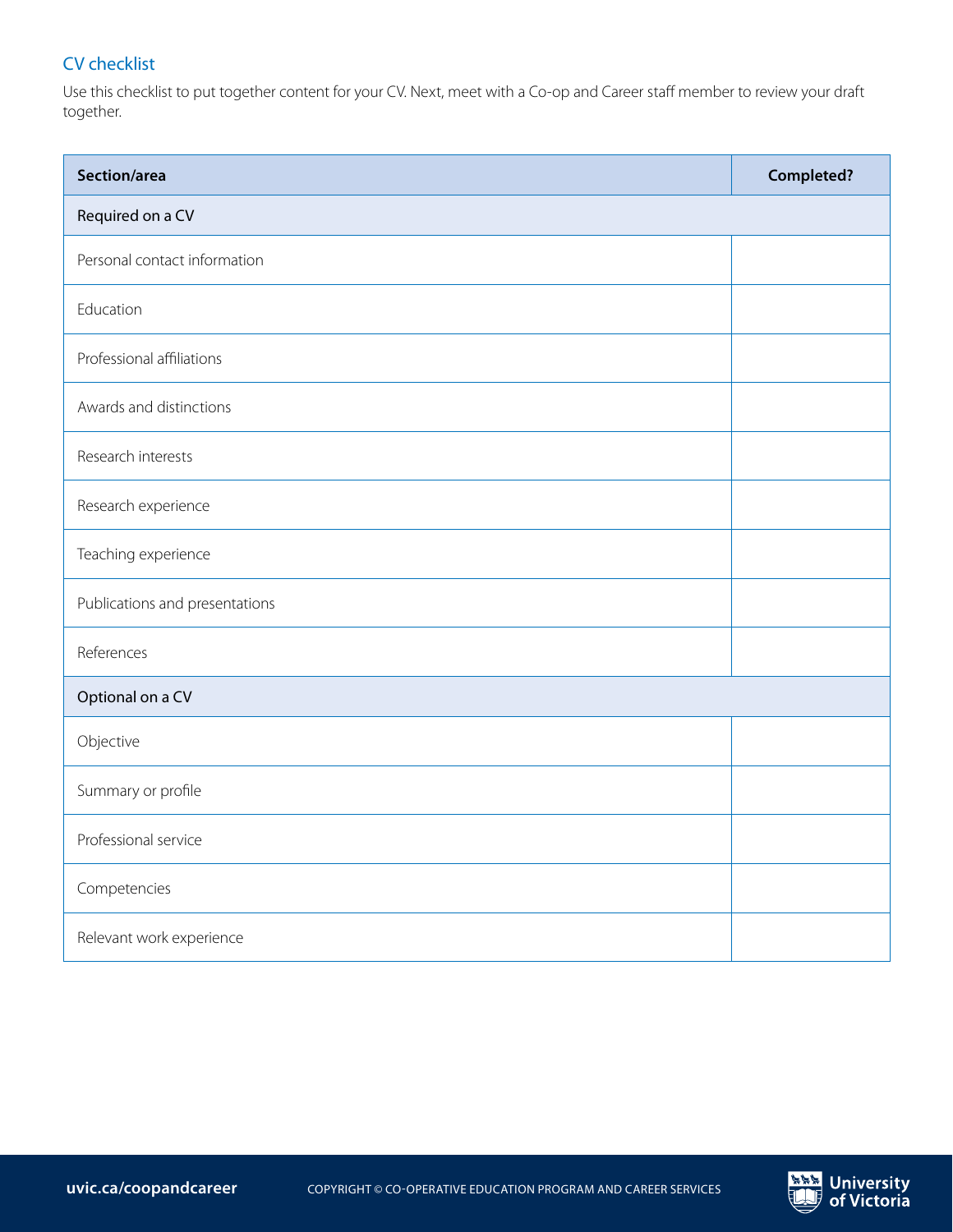## CV checklist

Use this checklist to put together content for your CV. Next, meet with a Co-op and Career staff member to review your draft together.

| Section/area | Completed? |
|---|---|
| **Required on a CV** | |
| Personal contact information | |
| Education | |
| Professional affiliations | |
| Awards and distinctions | |
| Research interests | |
| Research experience | |
| Teaching experience | |
| Publications and presentations | |
| References | |
| **Optional on a CV** | |
| Objective | |
| Summary or profile | |
| Professional service | |
| Competencies | |
| Relevant work experience | |

uvic.ca/coopandcareer

COPYRIGHT © CO-OPERATIVE EDUCATION PROGRAM AND CAREER SERVICES

University of Victoria